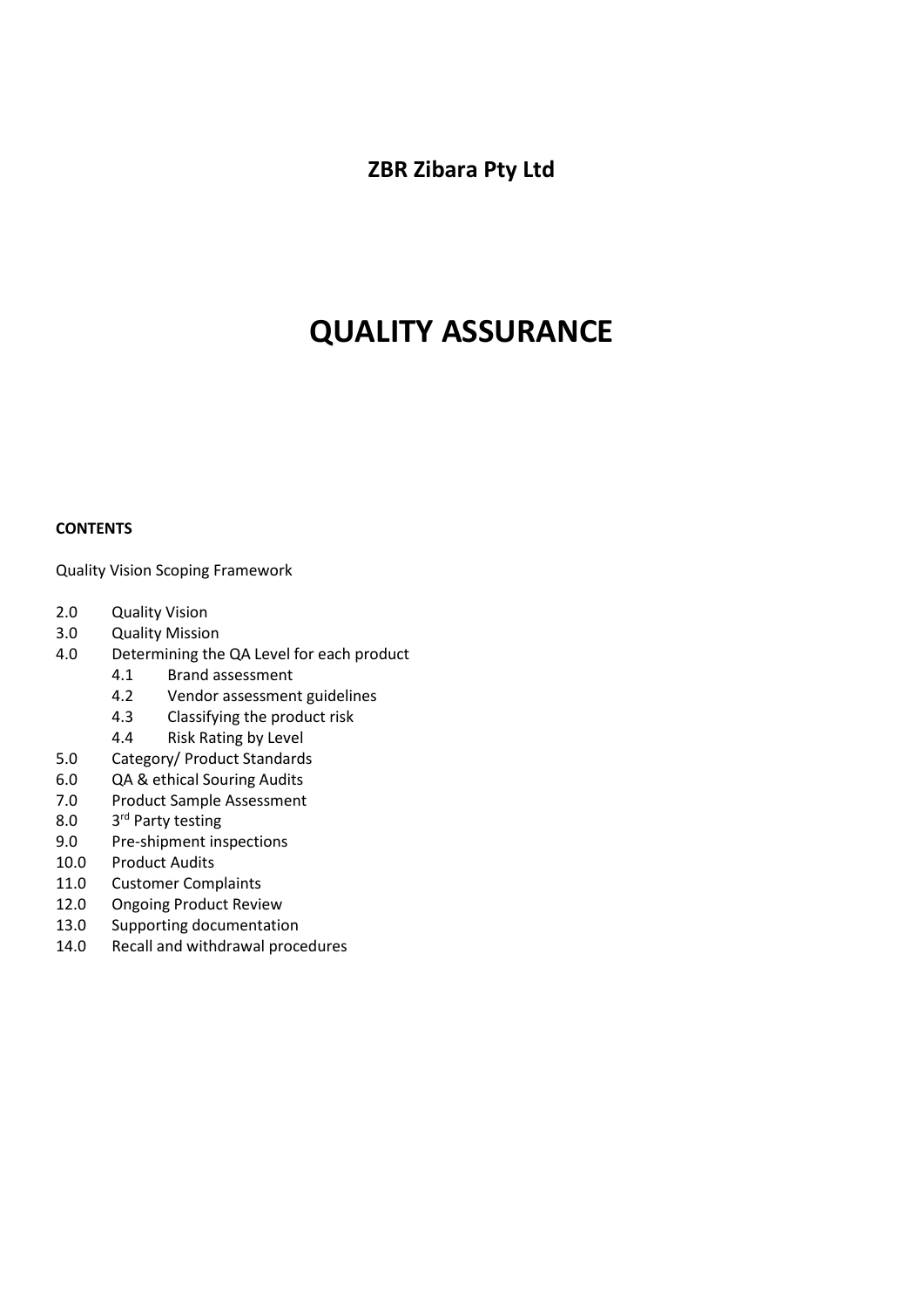**ZBR Zibara Pty Ltd**

# QUALITY ASSURANCE

**CONTENTS**

Quality Vision Scoping Framework

- 2.0 Quality Vision
- 3.0 Quality Mission
- 4.0 Determining the QA Level for each product
    - 4.1 Brand assessment
    - 4.2 Vendor assessment guidelines
    - 4.3 Classifying the product risk
    - 4.4 Risk Rating by Level
- 5.0 Category/ Product Standards
- 6.0 QA & ethical Souring Audits
- 7.0 Product Sample Assessment
- 8.0 3rd Party testing
- 9.0 Pre-shipment inspections
- 10.0 Product Audits
- 11.0 Customer Complaints
- 12.0 Ongoing Product Review
- 13.0 Supporting documentation
- 14.0 Recall and withdrawal procedures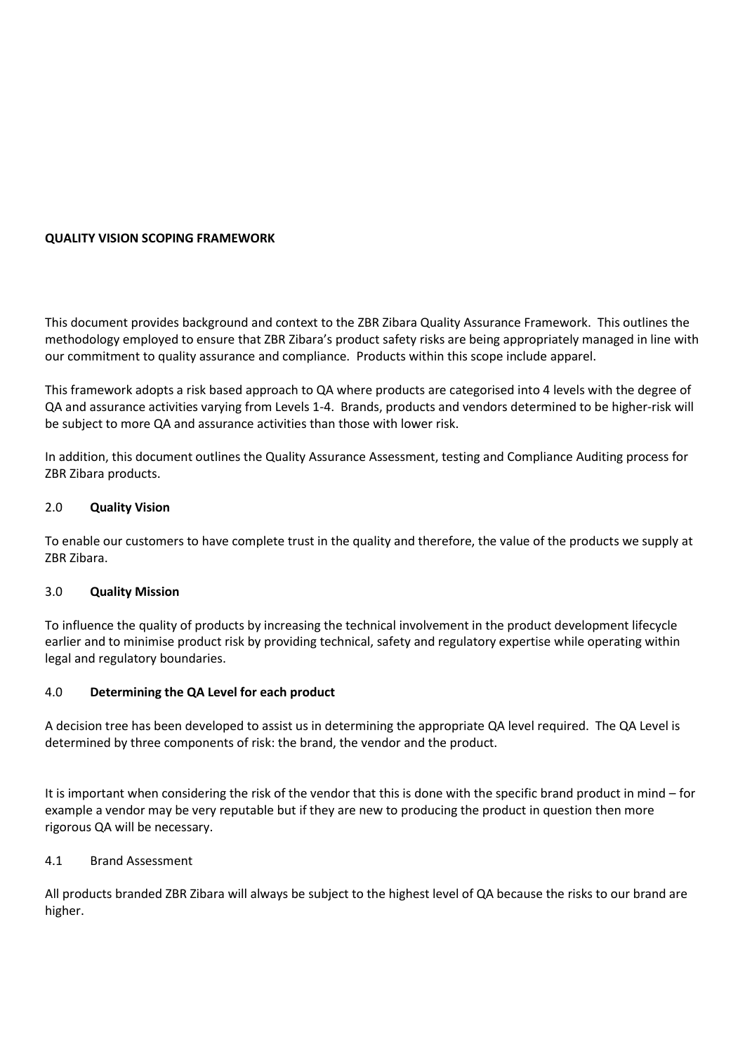**QUALITY VISION SCOPING FRAMEWORK**

This document provides background and context to the ZBR Zibara Quality Assurance Framework. This outlines the methodology employed to ensure that ZBR Zibara's product safety risks are being appropriately managed in line with our commitment to quality assurance and compliance. Products within this scope include apparel.

This framework adopts a risk based approach to QA where products are categorised into 4 levels with the degree of QA and assurance activities varying from Levels 1-4. Brands, products and vendors determined to be higher-risk will be subject to more QA and assurance activities than those with lower risk.

In addition, this document outlines the Quality Assurance Assessment, testing and Compliance Auditing process for ZBR Zibara products.

## 2.0 Quality Vision

To enable our customers to have complete trust in the quality and therefore, the value of the products we supply at ZBR Zibara.

## 3.0 Quality Mission

To influence the quality of products by increasing the technical involvement in the product development lifecycle earlier and to minimise product risk by providing technical, safety and regulatory expertise while operating within legal and regulatory boundaries.

## 4.0 Determining the QA Level for each product

A decision tree has been developed to assist us in determining the appropriate QA level required. The QA Level is determined by three components of risk: the brand, the vendor and the product.

It is important when considering the risk of the vendor that this is done with the specific brand product in mind – for example a vendor may be very reputable but if they are new to producing the product in question then more rigorous QA will be necessary.

### 4.1 Brand Assessment

All products branded ZBR Zibara will always be subject to the highest level of QA because the risks to our brand are higher.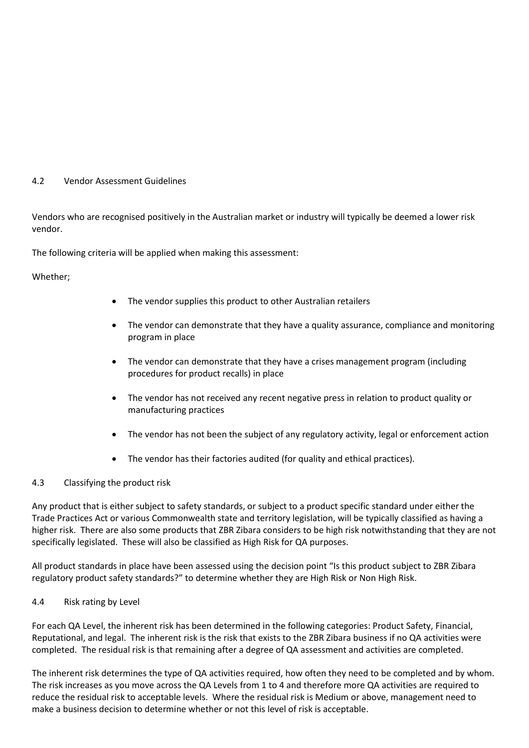## 4.2 Vendor Assessment Guidelines

Vendors who are recognised positively in the Australian market or industry will typically be deemed a lower risk vendor.

The following criteria will be applied when making this assessment:

Whether;

- The vendor supplies this product to other Australian retailers
- The vendor can demonstrate that they have a quality assurance, compliance and monitoring program in place
- The vendor can demonstrate that they have a crises management program (including procedures for product recalls) in place
- The vendor has not received any recent negative press in relation to product quality or manufacturing practices
- The vendor has not been the subject of any regulatory activity, legal or enforcement action
- The vendor has their factories audited (for quality and ethical practices).

## 4.3 Classifying the product risk

Any product that is either subject to safety standards, or subject to a product specific standard under either the Trade Practices Act or various Commonwealth state and territory legislation, will be typically classified as having a higher risk. There are also some products that ZBR Zibara considers to be high risk notwithstanding that they are not specifically legislated. These will also be classified as High Risk for QA purposes.

All product standards in place have been assessed using the decision point "Is this product subject to ZBR Zibara regulatory product safety standards?" to determine whether they are High Risk or Non High Risk.

## 4.4 Risk rating by Level

For each QA Level, the inherent risk has been determined in the following categories: Product Safety, Financial, Reputational, and legal. The inherent risk is the risk that exists to the ZBR Zibara business if no QA activities were completed. The residual risk is that remaining after a degree of QA assessment and activities are completed.

The inherent risk determines the type of QA activities required, how often they need to be completed and by whom. The risk increases as you move across the QA Levels from 1 to 4 and therefore more QA activities are required to reduce the residual risk to acceptable levels. Where the residual risk is Medium or above, management need to make a business decision to determine whether or not this level of risk is acceptable.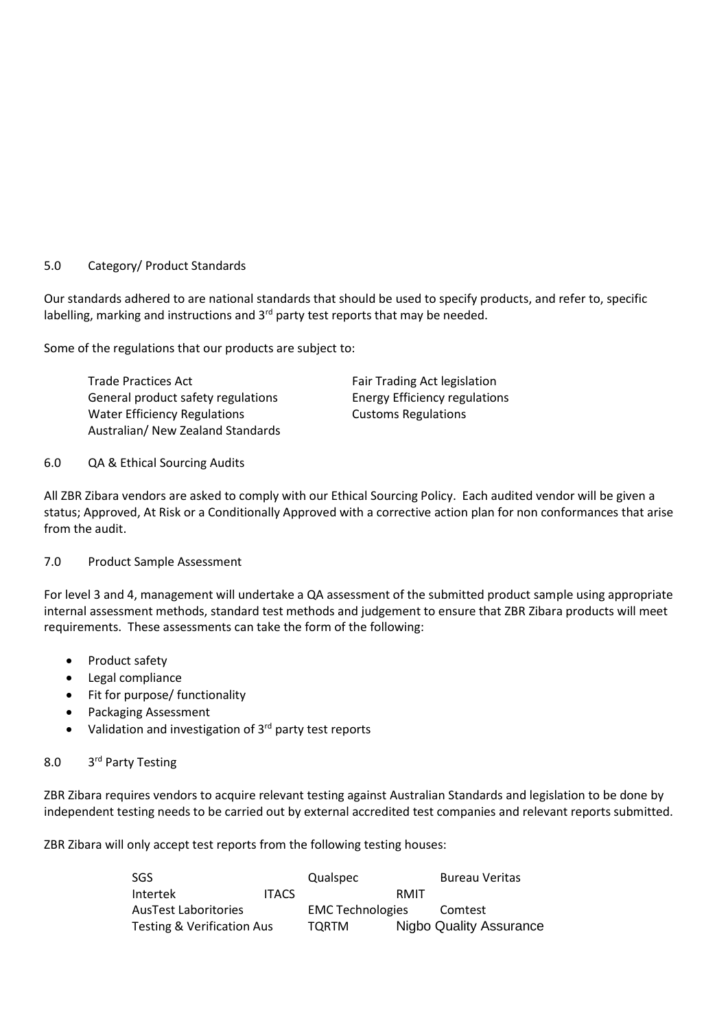## 5.0 Category/ Product Standards

Our standards adhered to are national standards that should be used to specify products, and refer to, specific labelling, marking and instructions and 3rd party test reports that may be needed.

Some of the regulations that our products are subject to:

- Trade Practices Act
- General product safety regulations
- Water Efficiency Regulations
- Australian/ New Zealand Standards
- Fair Trading Act legislation
- Energy Efficiency regulations
- Customs Regulations

## 6.0 QA & Ethical Sourcing Audits

All ZBR Zibara vendors are asked to comply with our Ethical Sourcing Policy. Each audited vendor will be given a status; Approved, At Risk or a Conditionally Approved with a corrective action plan for non conformances that arise from the audit.

## 7.0 Product Sample Assessment

For level 3 and 4, management will undertake a QA assessment of the submitted product sample using appropriate internal assessment methods, standard test methods and judgement to ensure that ZBR Zibara products will meet requirements. These assessments can take the form of the following:

- Product safety
- Legal compliance
- Fit for purpose/ functionality
- Packaging Assessment
- Validation and investigation of 3rd party test reports

## 8.0 3rd Party Testing

ZBR Zibara requires vendors to acquire relevant testing against Australian Standards and legislation to be done by independent testing needs to be carried out by external accredited test companies and relevant reports submitted.

ZBR Zibara will only accept test reports from the following testing houses:

| | | | |
|---|---|---|---|
| SGS | Qualspec | Bureau Veritas | |
| Intertek | ITACS | RMIT | |
| AusTest Laboritories | EMC Technologies | Comtest | |
| Testing & Verification Aus | TQRTM | Nigbo Quality Assurance | |